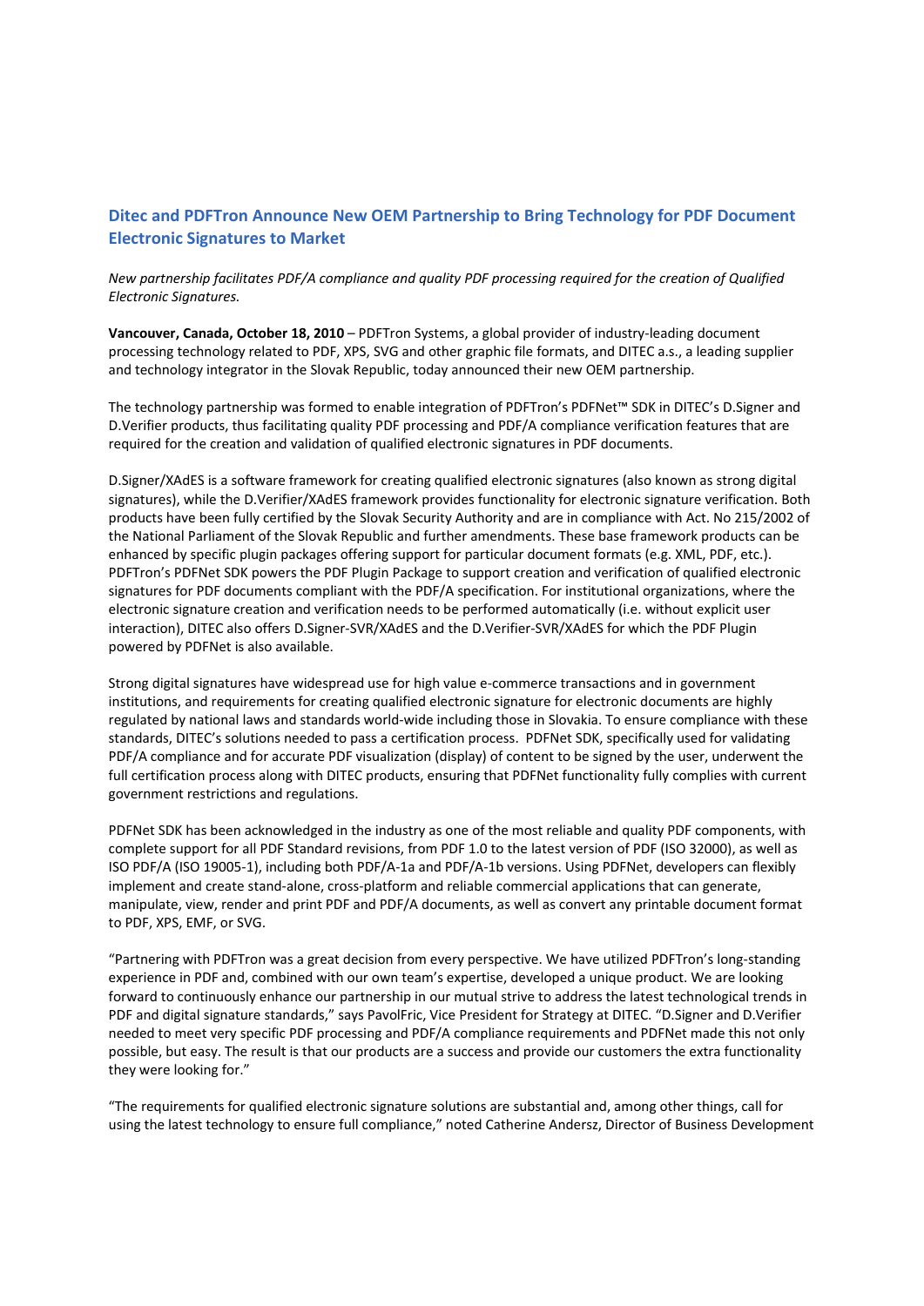# Ditec and PDFTron Announce New OEM Partnership to Bring Technology for PDF Document Electronic Signatures to Market

*New partnership facilitates PDF/A compliance and quality PDF processing required for the creation of Qualified Electronic Signatures.*

**Vancouver, Canada, October 18, 2010** – PDFTron Systems, a global provider of industry-leading document processing technology related to PDF, XPS, SVG and other graphic file formats, and DITEC a.s., a leading supplier and technology integrator in the Slovak Republic, today announced their new OEM partnership.

The technology partnership was formed to enable integration of PDFTron's PDFNet™ SDK in DITEC's D.Signer and D.Verifier products, thus facilitating quality PDF processing and PDF/A compliance verification features that are required for the creation and validation of qualified electronic signatures in PDF documents.

D.Signer/XAdES is a software framework for creating qualified electronic signatures (also known as strong digital signatures), while the D.Verifier/XAdES framework provides functionality for electronic signature verification. Both products have been fully certified by the Slovak Security Authority and are in compliance with Act. No 215/2002 of the National Parliament of the Slovak Republic and further amendments. These base framework products can be enhanced by specific plugin packages offering support for particular document formats (e.g. XML, PDF, etc.). PDFTron's PDFNet SDK powers the PDF Plugin Package to support creation and verification of qualified electronic signatures for PDF documents compliant with the PDF/A specification. For institutional organizations, where the electronic signature creation and verification needs to be performed automatically (i.e. without explicit user interaction), DITEC also offers D.Signer-SVR/XAdES and the D.Verifier-SVR/XAdES for which the PDF Plugin powered by PDFNet is also available.

Strong digital signatures have widespread use for high value e-commerce transactions and in government institutions, and requirements for creating qualified electronic signature for electronic documents are highly regulated by national laws and standards world-wide including those in Slovakia. To ensure compliance with these standards, DITEC's solutions needed to pass a certification process. PDFNet SDK, specifically used for validating PDF/A compliance and for accurate PDF visualization (display) of content to be signed by the user, underwent the full certification process along with DITEC products, ensuring that PDFNet functionality fully complies with current government restrictions and regulations.

PDFNet SDK has been acknowledged in the industry as one of the most reliable and quality PDF components, with complete support for all PDF Standard revisions, from PDF 1.0 to the latest version of PDF (ISO 32000), as well as ISO PDF/A (ISO 19005-1), including both PDF/A-1a and PDF/A-1b versions. Using PDFNet, developers can flexibly implement and create stand-alone, cross-platform and reliable commercial applications that can generate, manipulate, view, render and print PDF and PDF/A documents, as well as convert any printable document format to PDF, XPS, EMF, or SVG.

"Partnering with PDFTron was a great decision from every perspective. We have utilized PDFTron's long-standing experience in PDF and, combined with our own team's expertise, developed a unique product. We are looking forward to continuously enhance our partnership in our mutual strive to address the latest technological trends in PDF and digital signature standards," says PavolFric, Vice President for Strategy at DITEC. "D.Signer and D.Verifier needed to meet very specific PDF processing and PDF/A compliance requirements and PDFNet made this not only possible, but easy. The result is that our products are a success and provide our customers the extra functionality they were looking for."

"The requirements for qualified electronic signature solutions are substantial and, among other things, call for using the latest technology to ensure full compliance," noted Catherine Andersz, Director of Business Development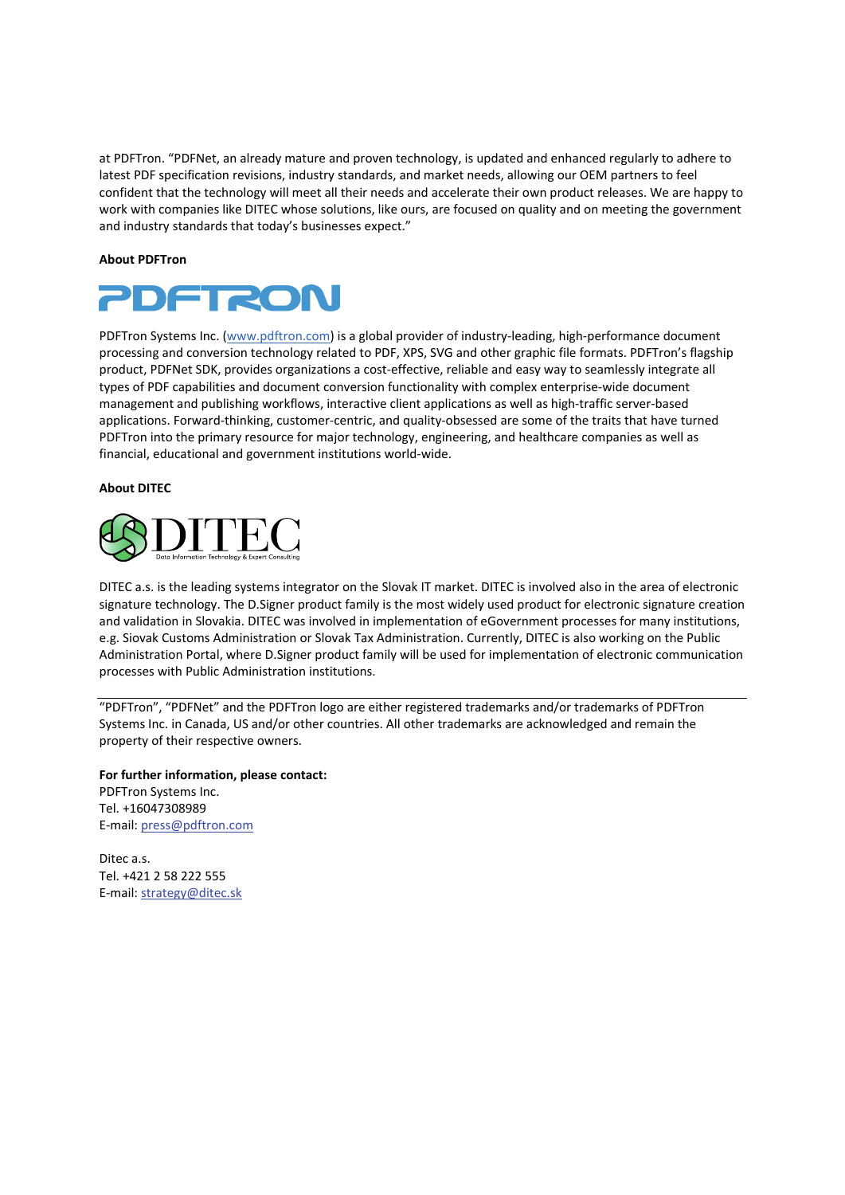at PDFTron. "PDFNet, an already mature and proven technology, is updated and enhanced regularly to adhere to latest PDF specification revisions, industry standards, and market needs, allowing our OEM partners to feel confident that the technology will meet all their needs and accelerate their own product releases. We are happy to work with companies like DITEC whose solutions, like ours, are focused on quality and on meeting the government and industry standards that today's businesses expect."

**About PDFTron**

PDFTron Systems Inc. (www.pdftron.com) is a global provider of industry-leading, high-performance document processing and conversion technology related to PDF, XPS, SVG and other graphic file formats. PDFTron's flagship product, PDFNet SDK, provides organizations a cost-effective, reliable and easy way to seamlessly integrate all types of PDF capabilities and document conversion functionality with complex enterprise-wide document management and publishing workflows, interactive client applications as well as high-traffic server-based applications. Forward-thinking, customer-centric, and quality-obsessed are some of the traits that have turned PDFTron into the primary resource for major technology, engineering, and healthcare companies as well as financial, educational and government institutions world-wide.

**About DITEC**

DITEC a.s. is the leading systems integrator on the Slovak IT market. DITEC is involved also in the area of electronic signature technology. The D.Signer product family is the most widely used product for electronic signature creation and validation in Slovakia. DITEC was involved in implementation of eGovernment processes for many institutions, e.g. Siovak Customs Administration or Slovak Tax Administration. Currently, DITEC is also working on the Public Administration Portal, where D.Signer product family will be used for implementation of electronic communication processes with Public Administration institutions.

---

"PDFTron", "PDFNet" and the PDFTron logo are either registered trademarks and/or trademarks of PDFTron Systems Inc. in Canada, US and/or other countries. All other trademarks are acknowledged and remain the property of their respective owners.

**For further information, please contact:**
PDFTron Systems Inc.
Tel. +16047308989
E-mail: press@pdftron.com

Ditec a.s.
Tel. +421 2 58 222 555
E-mail: strategy@ditec.sk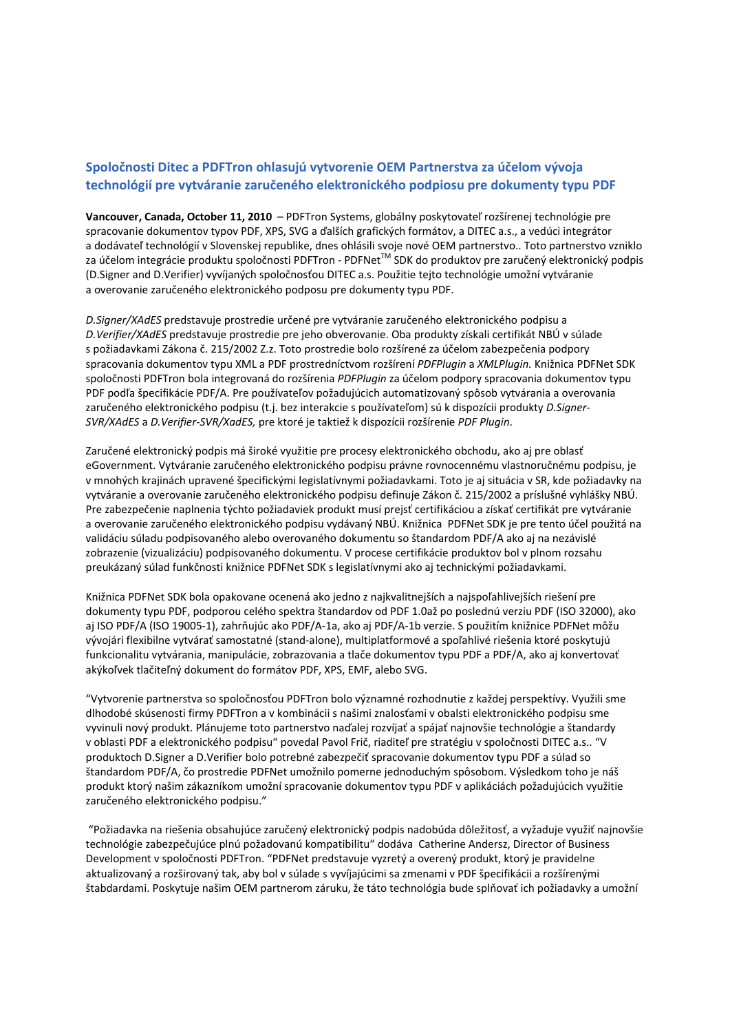## Spoločnosti Ditec a PDFTron ohlasujú vytvorenie OEM Partnerstva za účelom vývoja technológií pre vytváranie zaručeného elektronického podpiosu pre dokumenty typu PDF

**Vancouver, Canada, October 11, 2010** – PDFTron Systems, globálny poskytovateľ rozšírenej technológie pre spracovanie dokumentov typov PDF, XPS, SVG a ďalších grafických formátov, a DITEC a.s., a vedúci integrátor a dodávateľ technológií v Slovenskej republike, dnes ohlásili svoje nové OEM partnerstvo.. Toto partnerstvo vzniklo za účelom integrácie produktu spoločnosti PDFTron - PDFNet™ SDK do produktov pre zaručený elektronický podpis (D.Signer and D.Verifier) vyvíjaných spoločnosťou DITEC a.s. Použitie tejto technológie umožní vytváranie a overovanie zaručeného elektronického podposu pre dokumenty typu PDF.

*D.Signer/XAdES* predstavuje prostredie určené pre vytváranie zaručeného elektronického podpisu a *D.Verifier/XAdES* predstavuje prostredie pre jeho overovanie. Oba produkty získali certifikát NBÚ v súlade s požiadavkami Zákona č. 215/2002 Z.z. Toto prostredie bolo rozšírené za účelom zabezpečenia podpory spracovania dokumentov typu XML a PDF prostredníctvom rozšírení *PDFPlugin* a *XMLPlugin.* Knižnica PDFNet SDK spoločnosti PDFTron bola integrovaná do rozšírenia *PDFPlugin* za účelom podpory spracovania dokumentov typu PDF podľa špecifikácie PDF/A. Pre používateľov požadujúcich automatizovaný spôsob vytvárania a overovania zaručeného elektronického podpisu (t.j. bez interakcie s používateľom) sú k dispozícii produkty *D.Signer-SVR/XAdES* a *D.Verifier-SVR/XadES,* pre ktoré je taktiež k dispozícii rozšírenie *PDF Plugin*.

Zaručené elektronický podpis má široké využitie pre procesy elektronického obchodu, ako aj pre oblasť eGovernment. Vytváranie zaručeného elektronického podpisu právne rovnocennému vlastnoručnému podpisu, je v mnohých krajinách upravené špecifickými legislatívnymi požiadavkami. Toto je aj situácia v SR, kde požiadavky na vytváranie a overovanie zaručeného elektronického podpisu definuje Zákon č. 215/2002 a príslušné vyhlášky NBÚ. Pre zabezpečenie naplnenia týchto požiadaviek produkt musí prejsť certifikáciou a získať certifikát pre vytváranie a overovanie zaručeného elektronického podpisu vydávaný NBÚ. Knižnica PDFNet SDK je pre tento účel použitá na validáciu súladu podpisovaného alebo overovaného dokumentu so štandardom PDF/A ako aj na nezávislé zobrazenie (vizualizáciu) podpisovaného dokumentu. V procese certifikácie produktov bol v plnom rozsahu preukázaný súlad funkčnosti knižnice PDFNet SDK s legislatívnymi ako aj technickými požiadavkami.

Knižnica PDFNet SDK bola opakovane ocenená ako jedno z najkvalitnejších a najspoľahlivejších riešení pre dokumenty typu PDF, podporou celého spektra štandardov od PDF 1.0až po poslednú verziu PDF (ISO 32000), ako aj ISO PDF/A (ISO 19005-1), zahrňujúc ako PDF/A-1a, ako aj PDF/A-1b verzie. S použitím knižnice PDFNet môžu vývojári flexibilne vytvárať samostatné (stand-alone), multiplatformové a spoľahlivé riešenia ktoré poskytujú funkcionalitu vytvárania, manipulácie, zobrazovania a tlače dokumentov typu PDF a PDF/A, ako aj konvertovať akýkoľvek tlačiteľný dokument do formátov PDF, XPS, EMF, alebo SVG.

"Vytvorenie partnerstva so spoločnosťou PDFTron bolo významné rozhodnutie z každej perspektívy. Využili sme dlhodobé skúsenosti firmy PDFTron a v kombinácii s našimi znalosťami v obalsti elektronického podpisu sme vyvinuli nový produkt. Plánujeme toto partnerstvo naďalej rozvíjať a spájať najnovšie technológie a štandardy v oblasti PDF a elektronického podpisu" povedal Pavol Frič, riaditeľ pre stratégiu v spoločnosti DITEC a.s.. "V produktoch D.Signer a D.Verifier bolo potrebné zabezpečiť spracovanie dokumentov typu PDF a súlad so štandardom PDF/A, čo prostredie PDFNet umožnilo pomerne jednoduchým spôsobom. Výsledkom toho je náš produkt ktorý našim zákazníkom umožní spracovanie dokumentov typu PDF v aplikáciách požadujúcich využitie zaručeného elektronického podpisu."

"Požiadavka na riešenia obsahujúce zaručený elektronický podpis nadobúda dôležitosť, a vyžaduje využiť najnovšie technológie zabezpečujúce plnú požadovanú kompatibilitu" dodáva Catherine Andersz, Director of Business Development v spoločnosti PDFTron. "PDFNet predstavuje vyzretý a overený produkt, ktorý je pravidelne aktualizovaný a rozširovaný tak, aby bol v súlade s vyvíjajúcimi sa zmenami v PDF špecifikácii a rozšírenými štabdardami. Poskytuje našim OEM partnerom záruku, že táto technológia bude splňovať ich požiadavky a umožní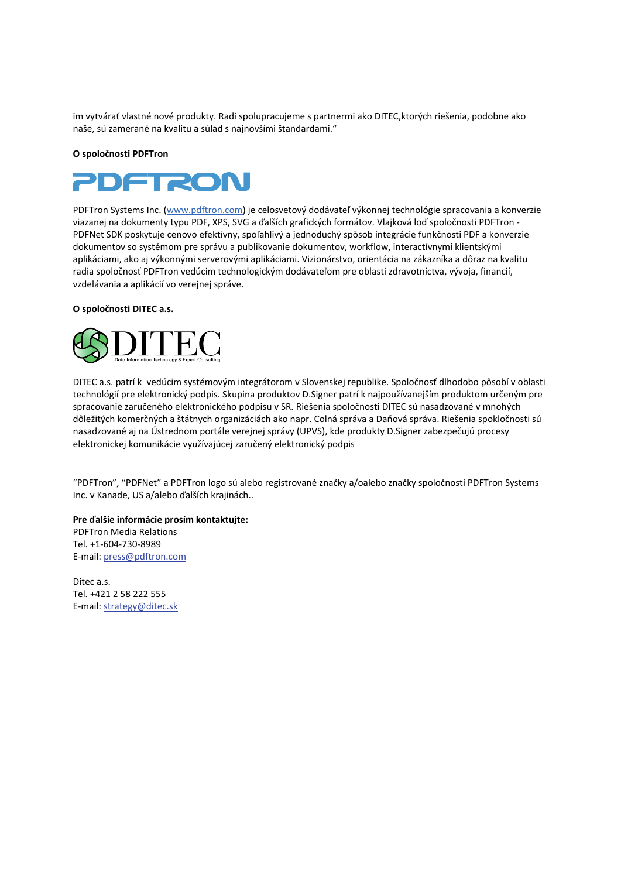im vytvárať vlastné nové produkty. Radi spolupracujeme s partnermi ako DITEC,ktorých riešenia, podobne ako naše, sú zamerané na kvalitu a súlad s najnovšími štandardami."

**O spoločnosti PDFTron**

PDFTron Systems Inc. (www.pdftron.com) je celosvetový dodávateľ výkonnej technológie spracovania a konverzie viazanej na dokumenty typu PDF, XPS, SVG a ďalších grafických formátov. Vlajková loď spoločnosti PDFTron - PDFNet SDK poskytuje cenovo efektívny, spoľahlivý a jednoduchý spôsob integrácie funkčnosti PDF a konverzie dokumentov so systémom pre správu a publikovanie dokumentov, workflow, interactívnymi klientskými aplikáciami, ako aj výkonnými serverovými aplikáciami. Vizionárstvo, orientácia na zákazníka a dôraz na kvalitu radia spoločnosť PDFTron vedúcim technologickým dodávateľom pre oblasti zdravotníctva, vývoja, financií, vzdelávania a aplikácií vo verejnej správe.

**O spoločnosti DITEC a.s.**

DITEC a.s. patrí k vedúcim systémovým integrátorom v Slovenskej republike. Spoločnosť dlhodobo pôsobí v oblasti technológií pre elektronický podpis. Skupina produktov D.Signer patrí k najpoužívanejším produktom určeným pre spracovanie zaručeného elektronického podpisu v SR. Riešenia spoločnosti DITEC sú nasadzované v mnohých dôležitých komerčných a štátnych organizáciách ako napr. Colná správa a Daňová správa. Riešenia spkločnosti sú nasadzované aj na Ústrednom portále verejnej správy (UPVS), kde produkty D.Signer zabezpečujú procesy elektronickej komunikácie využívajúcej zaručený elektronický podpis

---

"PDFTron", "PDFNet" a PDFTron logo sú alebo registrované značky a/oalebo značky spoločnosti PDFTron Systems Inc. v Kanade, US a/alebo ďalších krajinách..

**Pre ďalšie informácie prosím kontaktujte:**
PDFTron Media Relations
Tel. +1-604-730-8989
E-mail: press@pdftron.com

Ditec a.s.
Tel. +421 2 58 222 555
E-mail: strategy@ditec.sk